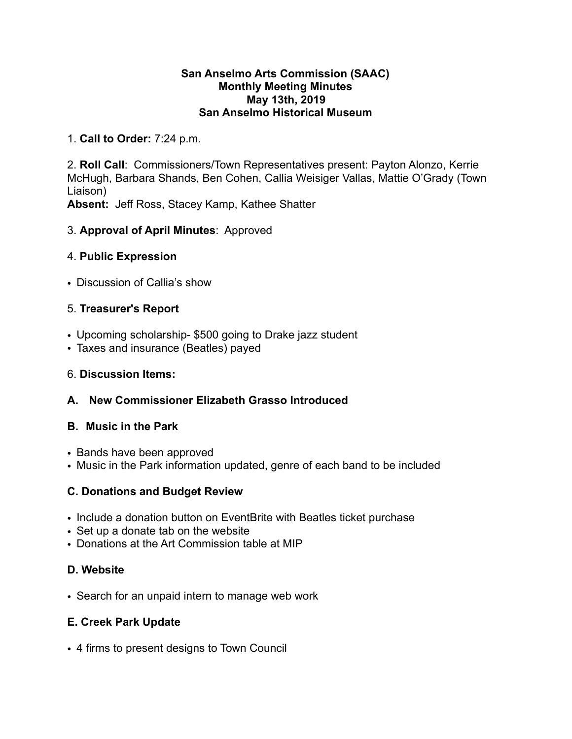**San Anselmo Arts Commission (SAAC)**
**Monthly Meeting Minutes**
**May 13th, 2019**
**San Anselmo Historical Museum**

1. **Call to Order:** 7:24 p.m.

2. **Roll Call**: Commissioners/Town Representatives present: Payton Alonzo, Kerrie McHugh, Barbara Shands, Ben Cohen, Callia Weisiger Vallas, Mattie O'Grady (Town Liaison)
**Absent:** Jeff Ross, Stacey Kamp, Kathee Shatter

3. **Approval of April Minutes**: Approved

4. **Public Expression**

- Discussion of Callia's show

5. **Treasurer's Report**

- Upcoming scholarship- $500 going to Drake jazz student
- Taxes and insurance (Beatles) payed

6. **Discussion Items:**

**A. New Commissioner Elizabeth Grasso Introduced**

**B. Music in the Park**

- Bands have been approved
- Music in the Park information updated, genre of each band to be included

**C. Donations and Budget Review**

- Include a donation button on EventBrite with Beatles ticket purchase
- Set up a donate tab on the website
- Donations at the Art Commission table at MIP

**D. Website**

- Search for an unpaid intern to manage web work

**E. Creek Park Update**

- 4 firms to present designs to Town Council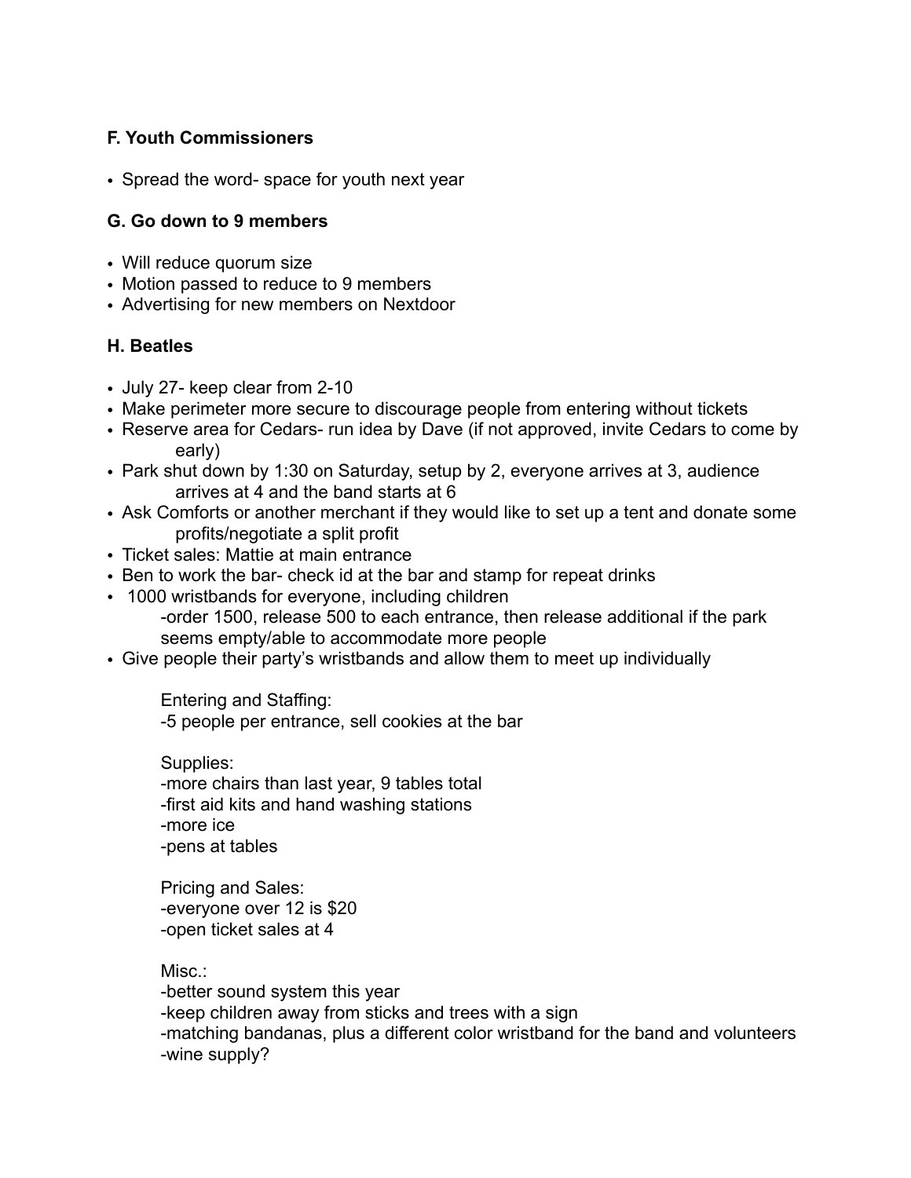**F. Youth Commissioners**

- Spread the word- space for youth next year

**G. Go down to 9 members**

- Will reduce quorum size
- Motion passed to reduce to 9 members
- Advertising for new members on Nextdoor

**H. Beatles**

- July 27- keep clear from 2-10
- Make perimeter more secure to discourage people from entering without tickets
- Reserve area for Cedars- run idea by Dave (if not approved, invite Cedars to come by early)
- Park shut down by 1:30 on Saturday, setup by 2, everyone arrives at 3, audience arrives at 4 and the band starts at 6
- Ask Comforts or another merchant if they would like to set up a tent and donate some profits/negotiate a split profit
- Ticket sales: Mattie at main entrance
- Ben to work the bar- check id at the bar and stamp for repeat drinks
- 1000 wristbands for everyone, including children
  -order 1500, release 500 to each entrance, then release additional if the park seems empty/able to accommodate more people
- Give people their party's wristbands and allow them to meet up individually

  Entering and Staffing:
  -5 people per entrance, sell cookies at the bar

  Supplies:
  -more chairs than last year, 9 tables total
  -first aid kits and hand washing stations
  -more ice
  -pens at tables

  Pricing and Sales:
  -everyone over 12 is $20
  -open ticket sales at 4

  Misc.:
  -better sound system this year
  -keep children away from sticks and trees with a sign
  -matching bandanas, plus a different color wristband for the band and volunteers
  -wine supply?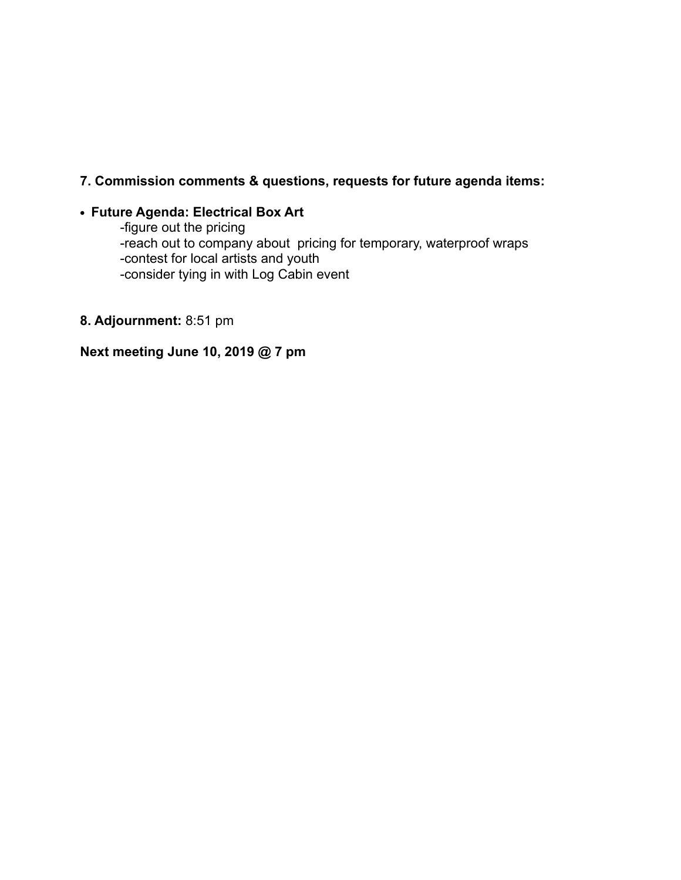**7. Commission comments & questions, requests for future agenda items:**

- **Future Agenda: Electrical Box Art**
  - -figure out the pricing
  - -reach out to company about pricing for temporary, waterproof wraps
  - -contest for local artists and youth
  - -consider tying in with Log Cabin event

**8. Adjournment:** 8:51 pm

**Next meeting June 10, 2019 @ 7 pm**